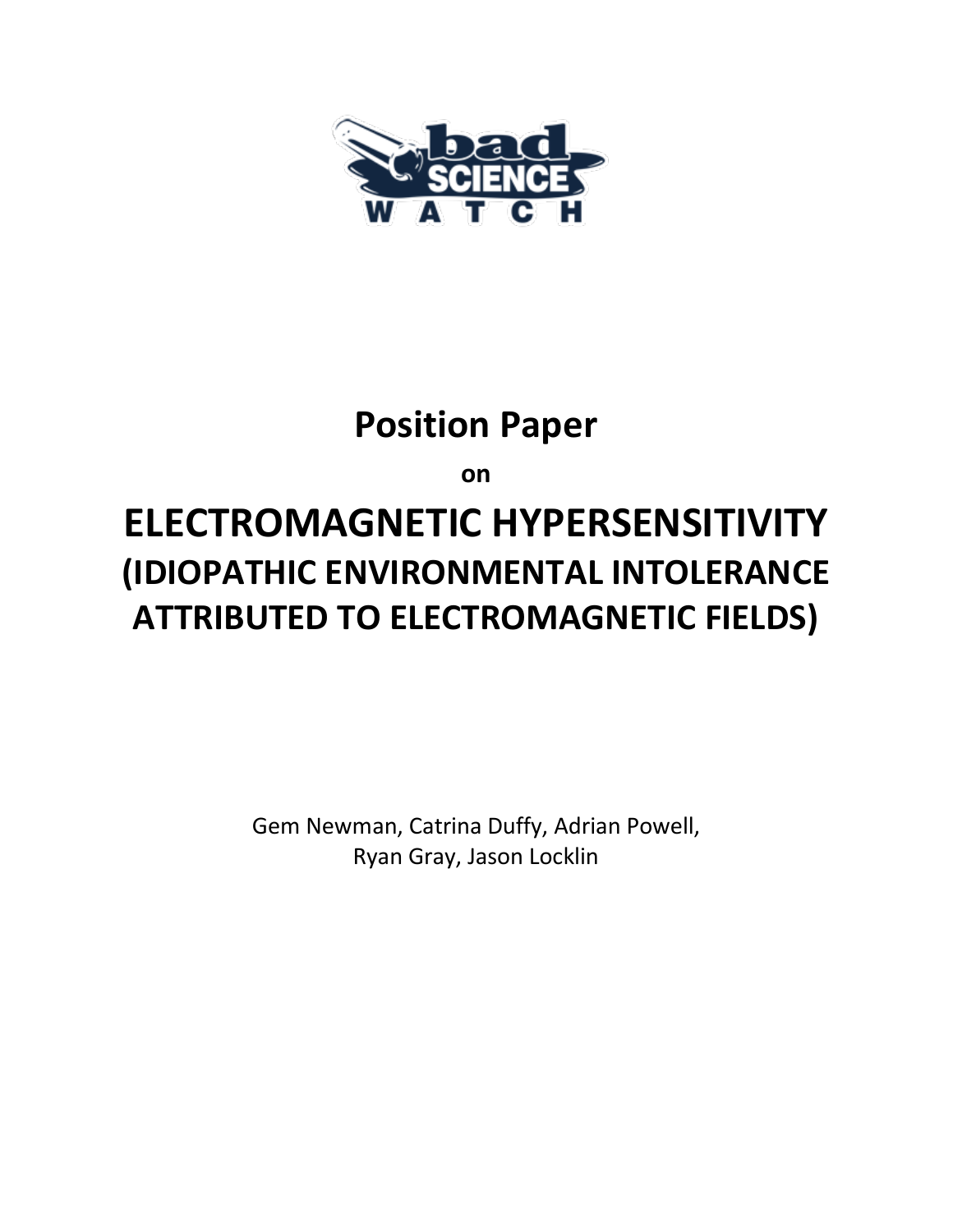bad SCIENCE WATCH

# Position Paper

**on**

# ELECTROMAGNETIC HYPERSENSITIVITY
## (IDIOPATHIC ENVIRONMENTAL INTOLERANCE ATTRIBUTED TO ELECTROMAGNETIC FIELDS)

Gem Newman, Catrina Duffy, Adrian Powell, Ryan Gray, Jason Locklin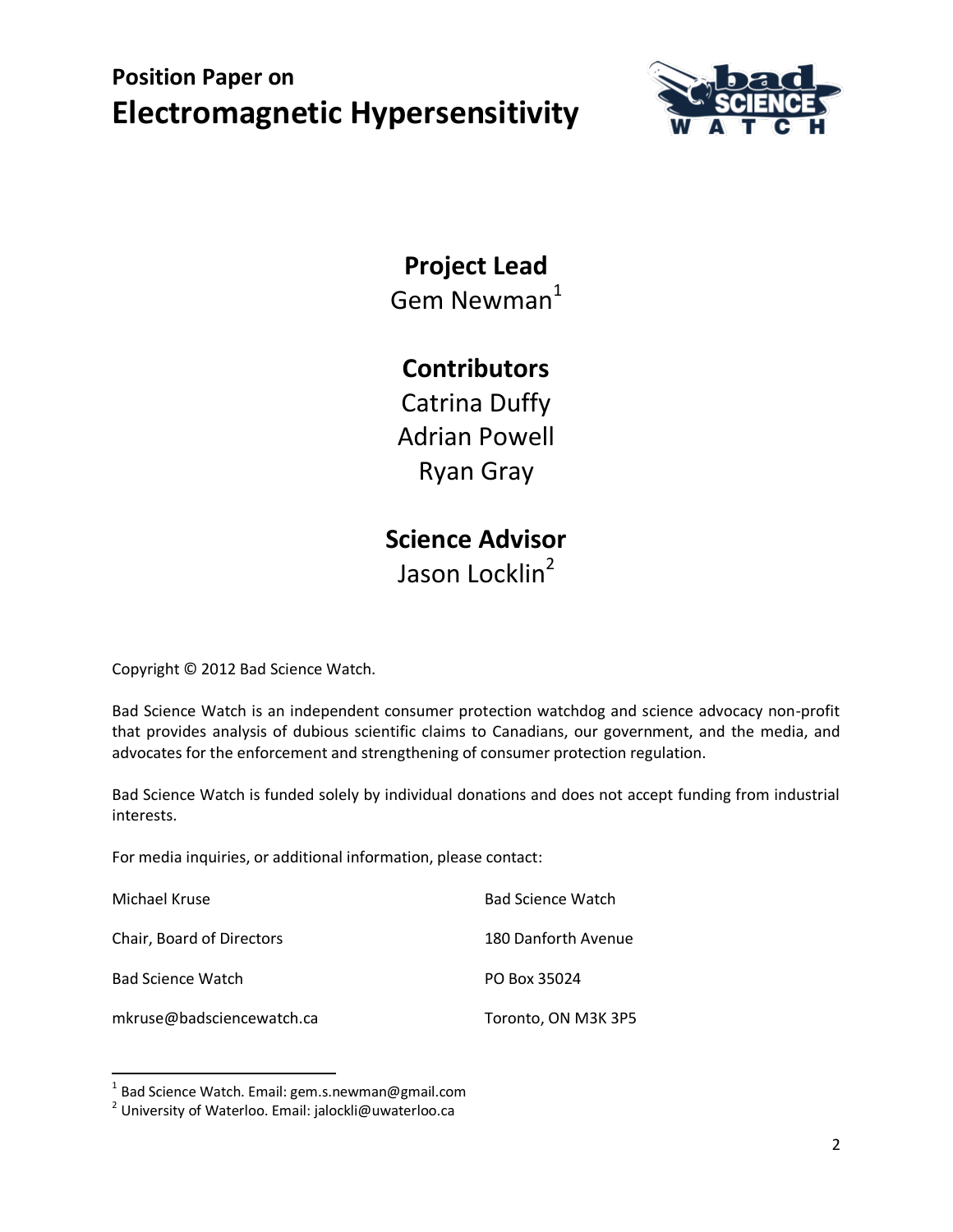# Position Paper on
# Electromagnetic Hypersensitivity

**Project Lead**
Gem Newman[1]

**Contributors**
Catrina Duffy
Adrian Powell
Ryan Gray

**Science Advisor**
Jason Locklin[2]

Copyright © 2012 Bad Science Watch.

Bad Science Watch is an independent consumer protection watchdog and science advocacy non-profit that provides analysis of dubious scientific claims to Canadians, our government, and the media, and advocates for the enforcement and strengthening of consumer protection regulation.

Bad Science Watch is funded solely by individual donations and does not accept funding from industrial interests.

For media inquiries, or additional information, please contact:

Michael Kruse
Chair, Board of Directors
Bad Science Watch
mkruse@badsciencewatch.ca

Bad Science Watch
180 Danforth Avenue
PO Box 35024
Toronto, ON M3K 3P5

[1] Bad Science Watch. Email: gem.s.newman@gmail.com
[2] University of Waterloo. Email: jalockli@uwaterloo.ca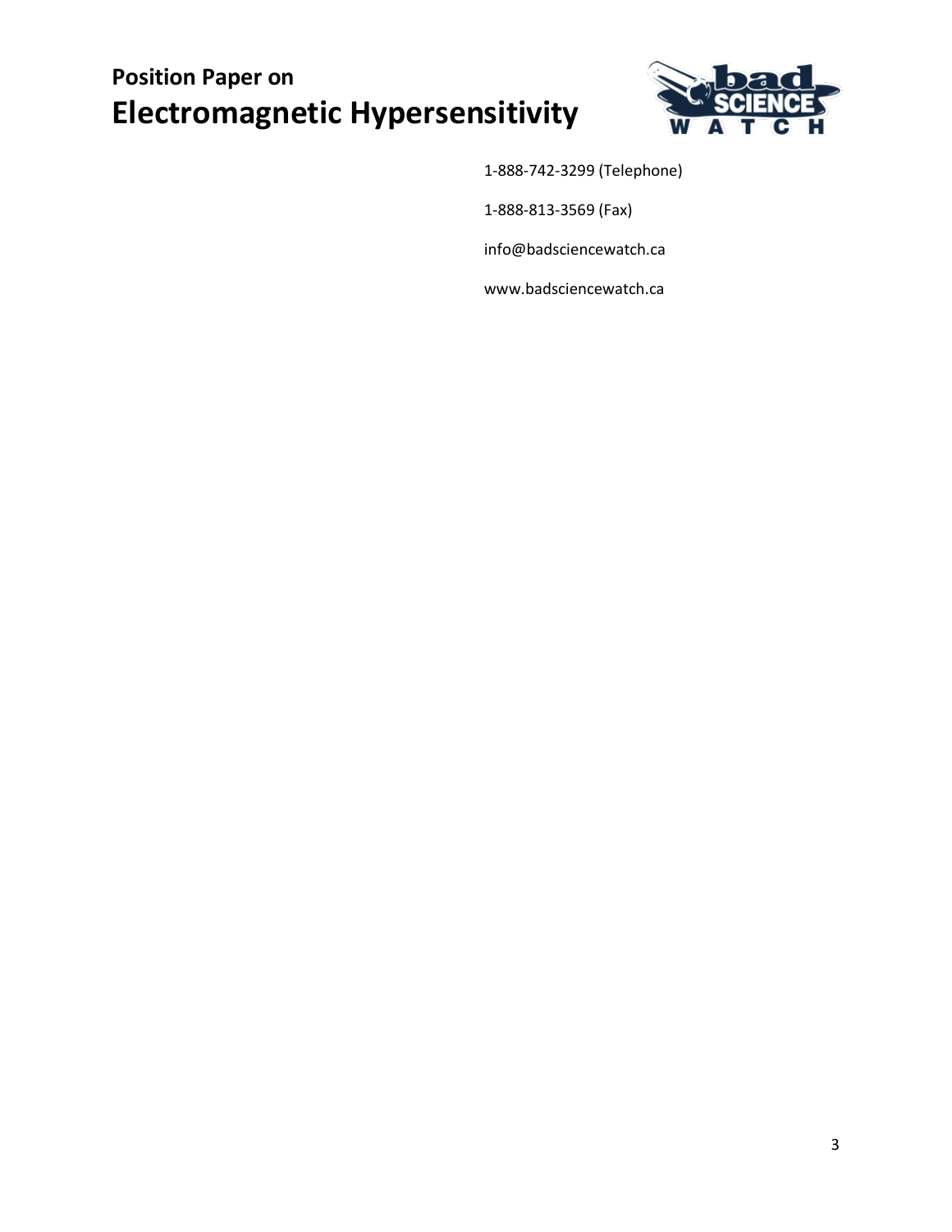1-888-742-3299 (Telephone)

1-888-813-3569 (Fax)

info@badsciencewatch.ca

www.badsciencewatch.ca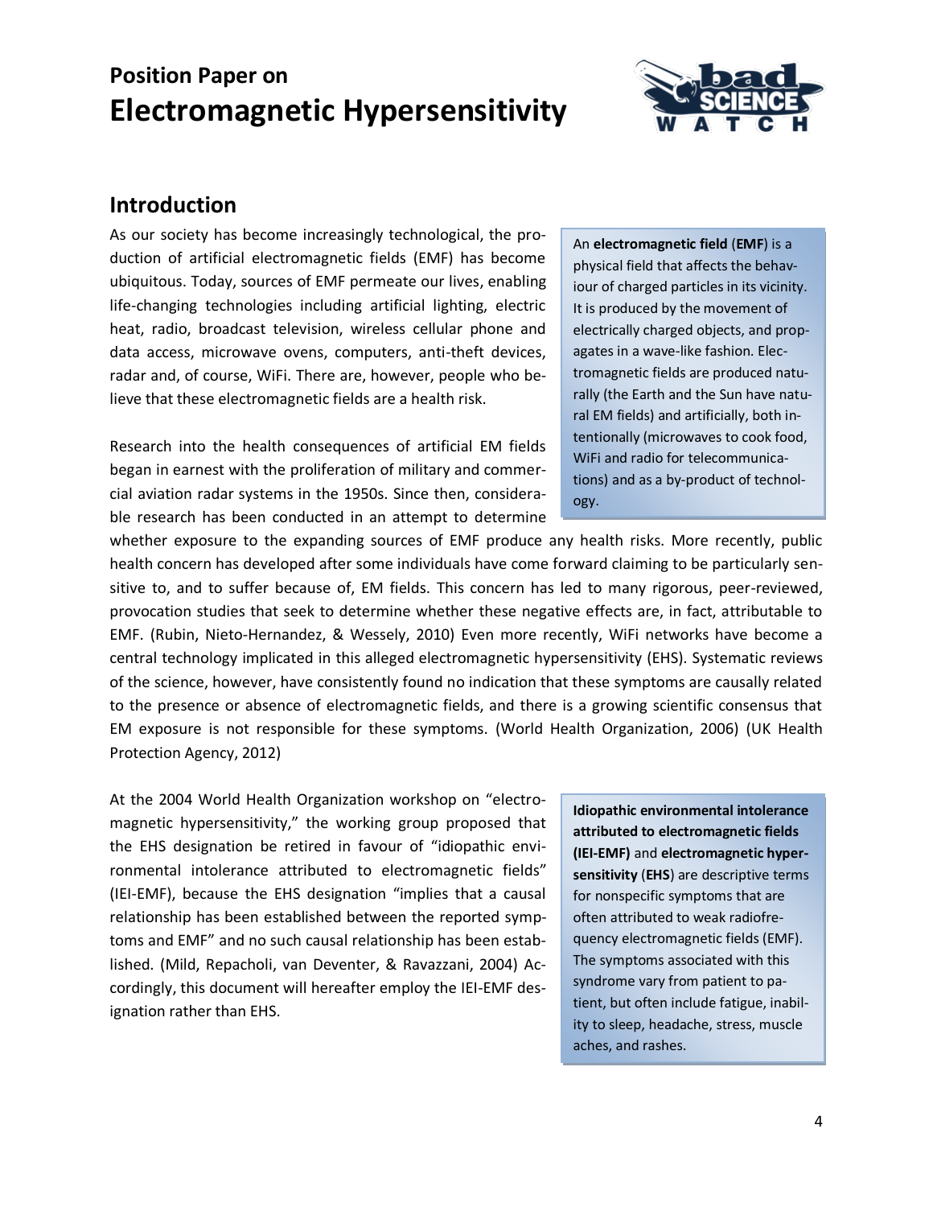# Position Paper on
# Electromagnetic Hypersensitivity

## Introduction

As our society has become increasingly technological, the production of artificial electromagnetic fields (EMF) has become ubiquitous. Today, sources of EMF permeate our lives, enabling life-changing technologies including artificial lighting, electric heat, radio, broadcast television, wireless cellular phone and data access, microwave ovens, computers, anti-theft devices, radar and, of course, WiFi. There are, however, people who believe that these electromagnetic fields are a health risk.

> An **electromagnetic field** (**EMF**) is a physical field that affects the behaviour of charged particles in its vicinity. It is produced by the movement of electrically charged objects, and propagates in a wave-like fashion. Electromagnetic fields are produced naturally (the Earth and the Sun have natural EM fields) and artificially, both intentionally (microwaves to cook food, WiFi and radio for telecommunications) and as a by-product of technology.

Research into the health consequences of artificial EM fields began in earnest with the proliferation of military and commercial aviation radar systems in the 1950s. Since then, considerable research has been conducted in an attempt to determine whether exposure to the expanding sources of EMF produce any health risks. More recently, public health concern has developed after some individuals have come forward claiming to be particularly sensitive to, and to suffer because of, EM fields. This concern has led to many rigorous, peer-reviewed, provocation studies that seek to determine whether these negative effects are, in fact, attributable to EMF. (Rubin, Nieto-Hernandez, & Wessely, 2010) Even more recently, WiFi networks have become a central technology implicated in this alleged electromagnetic hypersensitivity (EHS). Systematic reviews of the science, however, have consistently found no indication that these symptoms are causally related to the presence or absence of electromagnetic fields, and there is a growing scientific consensus that EM exposure is not responsible for these symptoms. (World Health Organization, 2006) (UK Health Protection Agency, 2012)

At the 2004 World Health Organization workshop on "electromagnetic hypersensitivity," the working group proposed that the EHS designation be retired in favour of "idiopathic environmental intolerance attributed to electromagnetic fields" (IEI-EMF), because the EHS designation "implies that a causal relationship has been established between the reported symptoms and EMF" and no such causal relationship has been established. (Mild, Repacholi, van Deventer, & Ravazzani, 2004) Accordingly, this document will hereafter employ the IEI-EMF designation rather than EHS.

> **Idiopathic environmental intolerance attributed to electromagnetic fields (IEI-EMF)** and **electromagnetic hypersensitivity** (**EHS**) are descriptive terms for nonspecific symptoms that are often attributed to weak radiofrequency electromagnetic fields (EMF). The symptoms associated with this syndrome vary from patient to patient, but often include fatigue, inability to sleep, headache, stress, muscle aches, and rashes.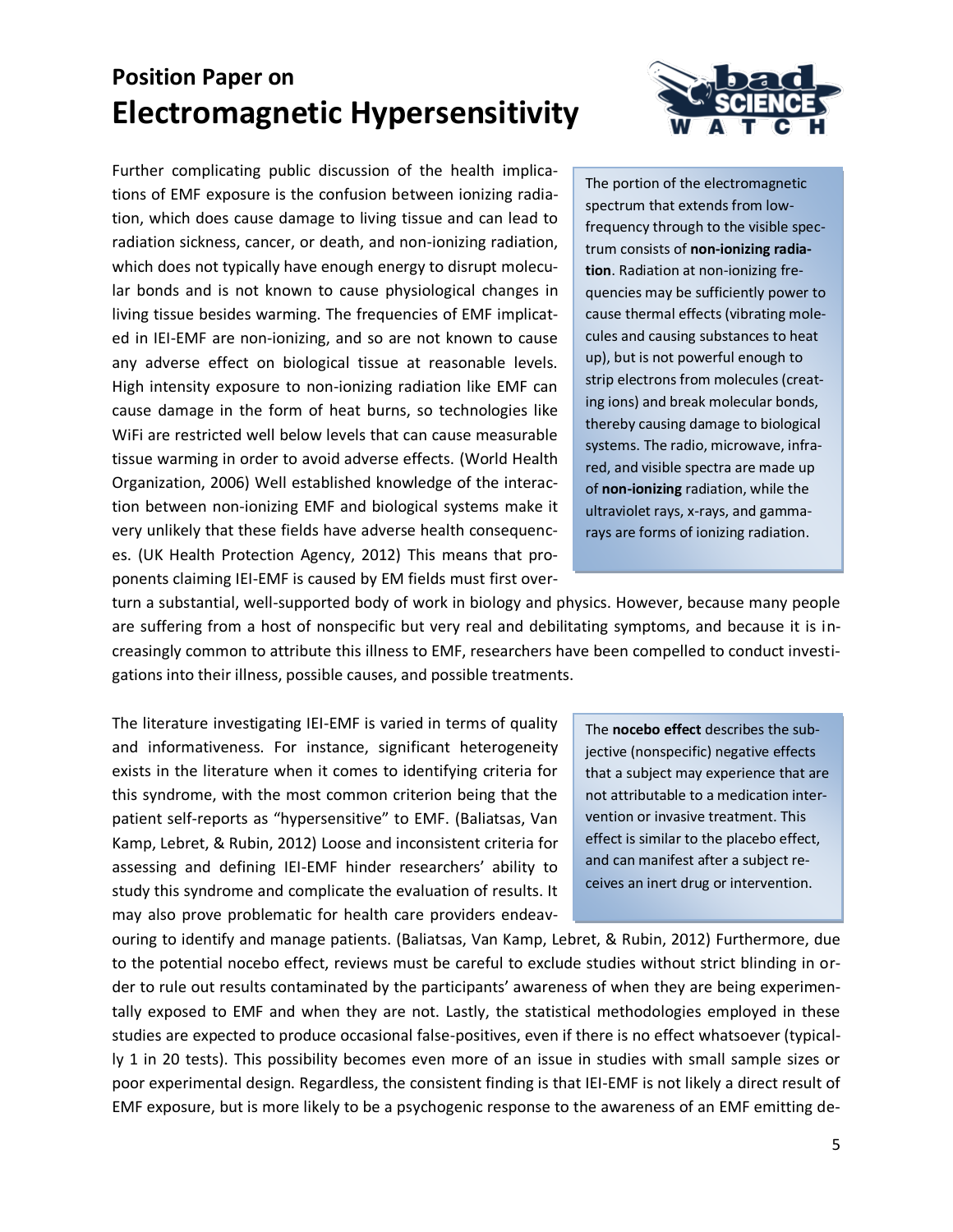# Position Paper on
# Electromagnetic Hypersensitivity

Further complicating public discussion of the health implications of EMF exposure is the confusion between ionizing radiation, which does cause damage to living tissue and can lead to radiation sickness, cancer, or death, and non-ionizing radiation, which does not typically have enough energy to disrupt molecular bonds and is not known to cause physiological changes in living tissue besides warming. The frequencies of EMF implicated in IEI-EMF are non-ionizing, and so are not known to cause any adverse effect on biological tissue at reasonable levels. High intensity exposure to non-ionizing radiation like EMF can cause damage in the form of heat burns, so technologies like WiFi are restricted well below levels that can cause measurable tissue warming in order to avoid adverse effects. (World Health Organization, 2006) Well established knowledge of the interaction between non-ionizing EMF and biological systems make it very unlikely that these fields have adverse health consequences. (UK Health Protection Agency, 2012) This means that proponents claiming IEI-EMF is caused by EM fields must first overturn a substantial, well-supported body of work in biology and physics. However, because many people are suffering from a host of nonspecific but very real and debilitating symptoms, and because it is increasingly common to attribute this illness to EMF, researchers have been compelled to conduct investigations into their illness, possible causes, and possible treatments.

> The portion of the electromagnetic spectrum that extends from low-frequency through to the visible spectrum consists of **non-ionizing radiation**. Radiation at non-ionizing frequencies may be sufficiently power to cause thermal effects (vibrating molecules and causing substances to heat up), but is not powerful enough to strip electrons from molecules (creating ions) and break molecular bonds, thereby causing damage to biological systems. The radio, microwave, infrared, and visible spectra are made up of **non-ionizing** radiation, while the ultraviolet rays, x-rays, and gamma-rays are forms of ionizing radiation.

The literature investigating IEI-EMF is varied in terms of quality and informativeness. For instance, significant heterogeneity exists in the literature when it comes to identifying criteria for this syndrome, with the most common criterion being that the patient self-reports as "hypersensitive" to EMF. (Baliatsas, Van Kamp, Lebret, & Rubin, 2012) Loose and inconsistent criteria for assessing and defining IEI-EMF hinder researchers' ability to study this syndrome and complicate the evaluation of results. It may also prove problematic for health care providers endeavouring to identify and manage patients. (Baliatsas, Van Kamp, Lebret, & Rubin, 2012) Furthermore, due to the potential nocebo effect, reviews must be careful to exclude studies without strict blinding in order to rule out results contaminated by the participants' awareness of when they are being experimentally exposed to EMF and when they are not. Lastly, the statistical methodologies employed in these studies are expected to produce occasional false-positives, even if there is no effect whatsoever (typically 1 in 20 tests). This possibility becomes even more of an issue in studies with small sample sizes or poor experimental design. Regardless, the consistent finding is that IEI-EMF is not likely a direct result of EMF exposure, but is more likely to be a psychogenic response to the awareness of an EMF emitting de-

> The **nocebo effect** describes the subjective (nonspecific) negative effects that a subject may experience that are not attributable to a medication intervention or invasive treatment. This effect is similar to the placebo effect, and can manifest after a subject receives an inert drug or intervention.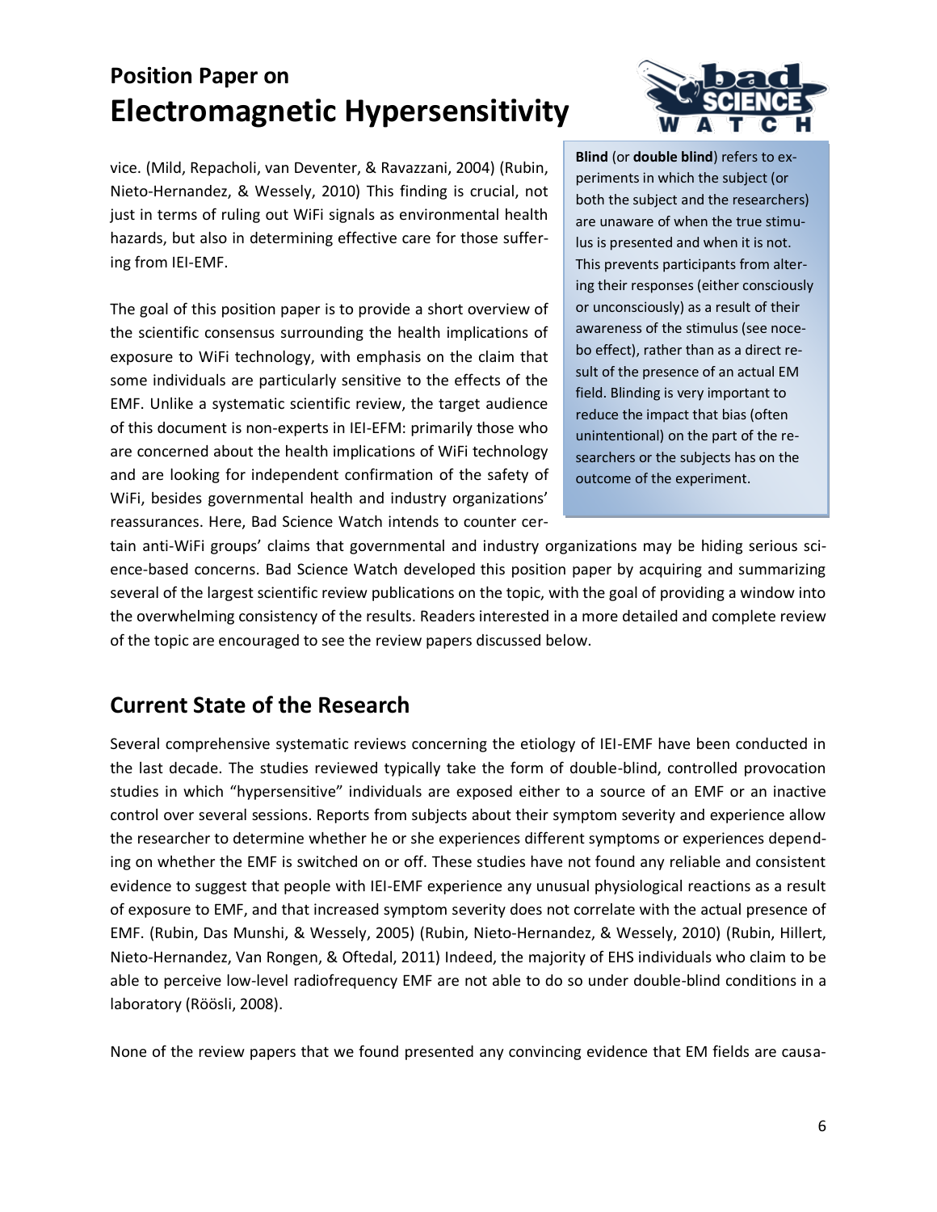vice. (Mild, Repacholi, van Deventer, & Ravazzani, 2004) (Rubin, Nieto-Hernandez, & Wessely, 2010) This finding is crucial, not just in terms of ruling out WiFi signals as environmental health hazards, but also in determining effective care for those suffering from IEI-EMF.

> **Blind** (or **double blind**) refers to experiments in which the subject (or both the subject and the researchers) are unaware of when the true stimulus is presented and when it is not. This prevents participants from altering their responses (either consciously or unconsciously) as a result of their awareness of the stimulus (see nocebo effect), rather than as a direct result of the presence of an actual EM field. Blinding is very important to reduce the impact that bias (often unintentional) on the part of the researchers or the subjects has on the outcome of the experiment.

The goal of this position paper is to provide a short overview of the scientific consensus surrounding the health implications of exposure to WiFi technology, with emphasis on the claim that some individuals are particularly sensitive to the effects of the EMF. Unlike a systematic scientific review, the target audience of this document is non-experts in IEI-EFM: primarily those who are concerned about the health implications of WiFi technology and are looking for independent confirmation of the safety of WiFi, besides governmental health and industry organizations' reassurances. Here, Bad Science Watch intends to counter certain anti-WiFi groups' claims that governmental and industry organizations may be hiding serious science-based concerns. Bad Science Watch developed this position paper by acquiring and summarizing several of the largest scientific review publications on the topic, with the goal of providing a window into the overwhelming consistency of the results. Readers interested in a more detailed and complete review of the topic are encouraged to see the review papers discussed below.

## Current State of the Research

Several comprehensive systematic reviews concerning the etiology of IEI-EMF have been conducted in the last decade. The studies reviewed typically take the form of double-blind, controlled provocation studies in which "hypersensitive" individuals are exposed either to a source of an EMF or an inactive control over several sessions. Reports from subjects about their symptom severity and experience allow the researcher to determine whether he or she experiences different symptoms or experiences depending on whether the EMF is switched on or off. These studies have not found any reliable and consistent evidence to suggest that people with IEI-EMF experience any unusual physiological reactions as a result of exposure to EMF, and that increased symptom severity does not correlate with the actual presence of EMF. (Rubin, Das Munshi, & Wessely, 2005) (Rubin, Nieto-Hernandez, & Wessely, 2010) (Rubin, Hillert, Nieto-Hernandez, Van Rongen, & Oftedal, 2011) Indeed, the majority of EHS individuals who claim to be able to perceive low-level radiofrequency EMF are not able to do so under double-blind conditions in a laboratory (Röösli, 2008).

None of the review papers that we found presented any convincing evidence that EM fields are causa-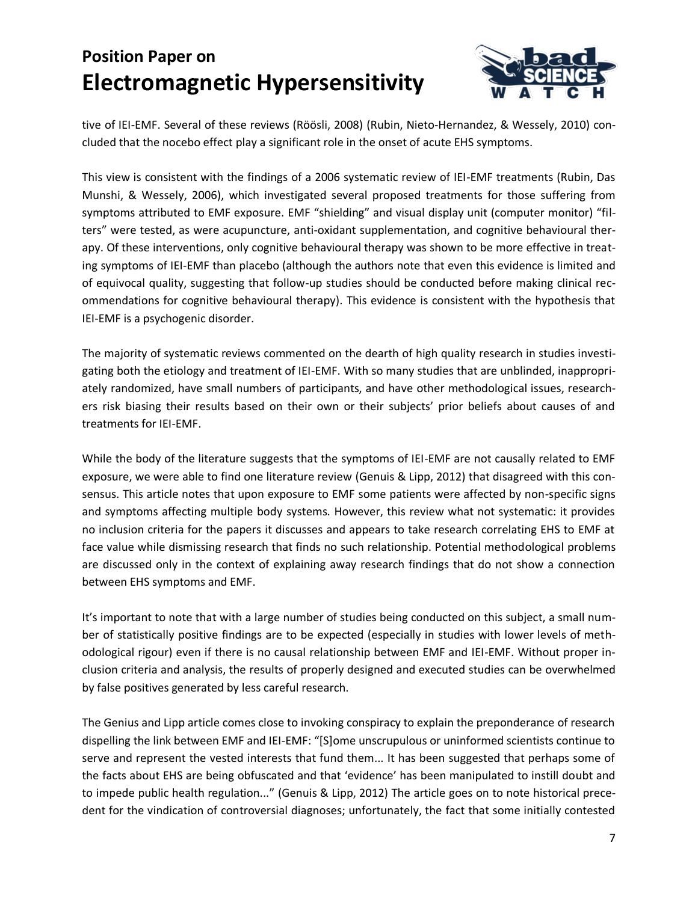tive of IEI-EMF. Several of these reviews (Röösli, 2008) (Rubin, Nieto-Hernandez, & Wessely, 2010) concluded that the nocebo effect play a significant role in the onset of acute EHS symptoms.

This view is consistent with the findings of a 2006 systematic review of IEI-EMF treatments (Rubin, Das Munshi, & Wessely, 2006), which investigated several proposed treatments for those suffering from symptoms attributed to EMF exposure. EMF "shielding" and visual display unit (computer monitor) "filters" were tested, as were acupuncture, anti-oxidant supplementation, and cognitive behavioural therapy. Of these interventions, only cognitive behavioural therapy was shown to be more effective in treating symptoms of IEI-EMF than placebo (although the authors note that even this evidence is limited and of equivocal quality, suggesting that follow-up studies should be conducted before making clinical recommendations for cognitive behavioural therapy). This evidence is consistent with the hypothesis that IEI-EMF is a psychogenic disorder.

The majority of systematic reviews commented on the dearth of high quality research in studies investigating both the etiology and treatment of IEI-EMF. With so many studies that are unblinded, inappropriately randomized, have small numbers of participants, and have other methodological issues, researchers risk biasing their results based on their own or their subjects' prior beliefs about causes of and treatments for IEI-EMF.

While the body of the literature suggests that the symptoms of IEI-EMF are not causally related to EMF exposure, we were able to find one literature review (Genuis & Lipp, 2012) that disagreed with this consensus. This article notes that upon exposure to EMF some patients were affected by non-specific signs and symptoms affecting multiple body systems. However, this review what not systematic: it provides no inclusion criteria for the papers it discusses and appears to take research correlating EHS to EMF at face value while dismissing research that finds no such relationship. Potential methodological problems are discussed only in the context of explaining away research findings that do not show a connection between EHS symptoms and EMF.

It's important to note that with a large number of studies being conducted on this subject, a small number of statistically positive findings are to be expected (especially in studies with lower levels of methodological rigour) even if there is no causal relationship between EMF and IEI-EMF. Without proper inclusion criteria and analysis, the results of properly designed and executed studies can be overwhelmed by false positives generated by less careful research.

The Genius and Lipp article comes close to invoking conspiracy to explain the preponderance of research dispelling the link between EMF and IEI-EMF: "[S]ome unscrupulous or uninformed scientists continue to serve and represent the vested interests that fund them... It has been suggested that perhaps some of the facts about EHS are being obfuscated and that 'evidence' has been manipulated to instill doubt and to impede public health regulation..." (Genuis & Lipp, 2012) The article goes on to note historical precedent for the vindication of controversial diagnoses; unfortunately, the fact that some initially contested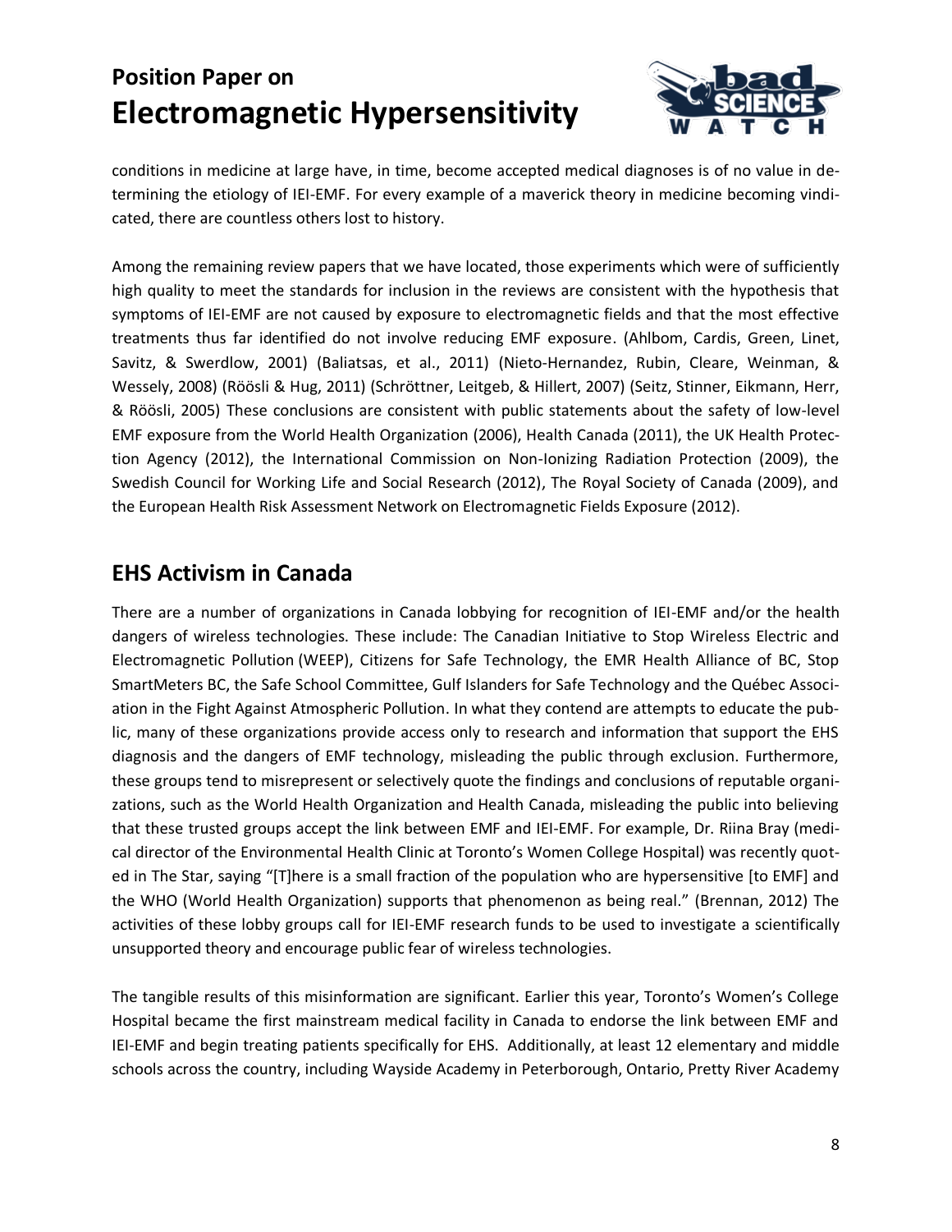conditions in medicine at large have, in time, become accepted medical diagnoses is of no value in determining the etiology of IEI-EMF. For every example of a maverick theory in medicine becoming vindicated, there are countless others lost to history.

Among the remaining review papers that we have located, those experiments which were of sufficiently high quality to meet the standards for inclusion in the reviews are consistent with the hypothesis that symptoms of IEI-EMF are not caused by exposure to electromagnetic fields and that the most effective treatments thus far identified do not involve reducing EMF exposure. (Ahlbom, Cardis, Green, Linet, Savitz, & Swerdlow, 2001) (Baliatsas, et al., 2011) (Nieto-Hernandez, Rubin, Cleare, Weinman, & Wessely, 2008) (Röösli & Hug, 2011) (Schröttner, Leitgeb, & Hillert, 2007) (Seitz, Stinner, Eikmann, Herr, & Röösli, 2005) These conclusions are consistent with public statements about the safety of low-level EMF exposure from the World Health Organization (2006), Health Canada (2011), the UK Health Protection Agency (2012), the International Commission on Non-Ionizing Radiation Protection (2009), the Swedish Council for Working Life and Social Research (2012), The Royal Society of Canada (2009), and the European Health Risk Assessment Network on Electromagnetic Fields Exposure (2012).

## EHS Activism in Canada

There are a number of organizations in Canada lobbying for recognition of IEI-EMF and/or the health dangers of wireless technologies. These include: The Canadian Initiative to Stop Wireless Electric and Electromagnetic Pollution (WEEP), Citizens for Safe Technology, the EMR Health Alliance of BC, Stop SmartMeters BC, the Safe School Committee, Gulf Islanders for Safe Technology and the Québec Association in the Fight Against Atmospheric Pollution. In what they contend are attempts to educate the public, many of these organizations provide access only to research and information that support the EHS diagnosis and the dangers of EMF technology, misleading the public through exclusion. Furthermore, these groups tend to misrepresent or selectively quote the findings and conclusions of reputable organizations, such as the World Health Organization and Health Canada, misleading the public into believing that these trusted groups accept the link between EMF and IEI-EMF. For example, Dr. Riina Bray (medical director of the Environmental Health Clinic at Toronto's Women College Hospital) was recently quoted in The Star, saying "[T]here is a small fraction of the population who are hypersensitive [to EMF] and the WHO (World Health Organization) supports that phenomenon as being real." (Brennan, 2012) The activities of these lobby groups call for IEI-EMF research funds to be used to investigate a scientifically unsupported theory and encourage public fear of wireless technologies.

The tangible results of this misinformation are significant. Earlier this year, Toronto's Women's College Hospital became the first mainstream medical facility in Canada to endorse the link between EMF and IEI-EMF and begin treating patients specifically for EHS. Additionally, at least 12 elementary and middle schools across the country, including Wayside Academy in Peterborough, Ontario, Pretty River Academy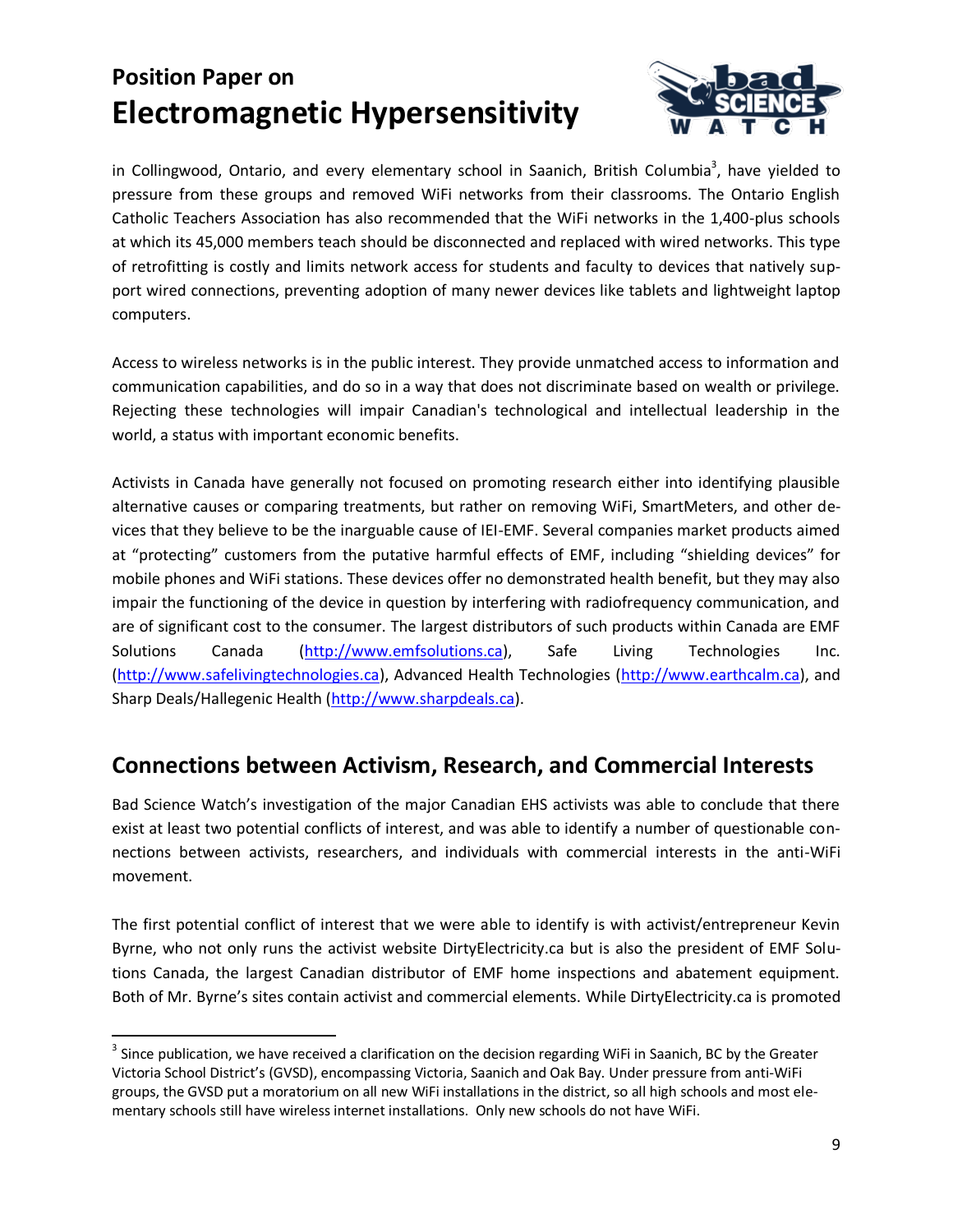in Collingwood, Ontario, and every elementary school in Saanich, British Columbia[3], have yielded to pressure from these groups and removed WiFi networks from their classrooms. The Ontario English Catholic Teachers Association has also recommended that the WiFi networks in the 1,400-plus schools at which its 45,000 members teach should be disconnected and replaced with wired networks. This type of retrofitting is costly and limits network access for students and faculty to devices that natively support wired connections, preventing adoption of many newer devices like tablets and lightweight laptop computers.

Access to wireless networks is in the public interest. They provide unmatched access to information and communication capabilities, and do so in a way that does not discriminate based on wealth or privilege. Rejecting these technologies will impair Canadian's technological and intellectual leadership in the world, a status with important economic benefits.

Activists in Canada have generally not focused on promoting research either into identifying plausible alternative causes or comparing treatments, but rather on removing WiFi, SmartMeters, and other devices that they believe to be the inarguable cause of IEI-EMF. Several companies market products aimed at "protecting" customers from the putative harmful effects of EMF, including "shielding devices" for mobile phones and WiFi stations. These devices offer no demonstrated health benefit, but they may also impair the functioning of the device in question by interfering with radiofrequency communication, and are of significant cost to the consumer. The largest distributors of such products within Canada are EMF Solutions Canada (http://www.emfsolutions.ca), Safe Living Technologies Inc. (http://www.safelivingtechnologies.ca), Advanced Health Technologies (http://www.earthcalm.ca), and Sharp Deals/Hallegenic Health (http://www.sharpdeals.ca).

## Connections between Activism, Research, and Commercial Interests

Bad Science Watch's investigation of the major Canadian EHS activists was able to conclude that there exist at least two potential conflicts of interest, and was able to identify a number of questionable connections between activists, researchers, and individuals with commercial interests in the anti-WiFi movement.

The first potential conflict of interest that we were able to identify is with activist/entrepreneur Kevin Byrne, who not only runs the activist website DirtyElectricity.ca but is also the president of EMF Solutions Canada, the largest Canadian distributor of EMF home inspections and abatement equipment. Both of Mr. Byrne's sites contain activist and commercial elements. While DirtyElectricity.ca is promoted

[3] Since publication, we have received a clarification on the decision regarding WiFi in Saanich, BC by the Greater Victoria School District's (GVSD), encompassing Victoria, Saanich and Oak Bay. Under pressure from anti-WiFi groups, the GVSD put a moratorium on all new WiFi installations in the district, so all high schools and most elementary schools still have wireless internet installations. Only new schools do not have WiFi.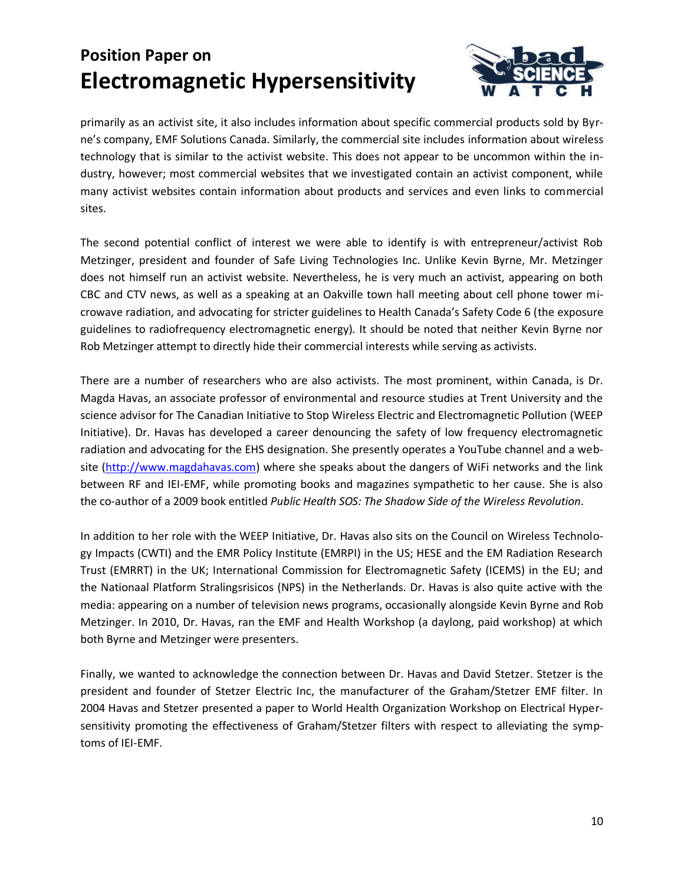primarily as an activist site, it also includes information about specific commercial products sold by Byrne's company, EMF Solutions Canada. Similarly, the commercial site includes information about wireless technology that is similar to the activist website. This does not appear to be uncommon within the industry, however; most commercial websites that we investigated contain an activist component, while many activist websites contain information about products and services and even links to commercial sites.

The second potential conflict of interest we were able to identify is with entrepreneur/activist Rob Metzinger, president and founder of Safe Living Technologies Inc. Unlike Kevin Byrne, Mr. Metzinger does not himself run an activist website. Nevertheless, he is very much an activist, appearing on both CBC and CTV news, as well as a speaking at an Oakville town hall meeting about cell phone tower microwave radiation, and advocating for stricter guidelines to Health Canada's Safety Code 6 (the exposure guidelines to radiofrequency electromagnetic energy). It should be noted that neither Kevin Byrne nor Rob Metzinger attempt to directly hide their commercial interests while serving as activists.

There are a number of researchers who are also activists. The most prominent, within Canada, is Dr. Magda Havas, an associate professor of environmental and resource studies at Trent University and the science advisor for The Canadian Initiative to Stop Wireless Electric and Electromagnetic Pollution (WEEP Initiative). Dr. Havas has developed a career denouncing the safety of low frequency electromagnetic radiation and advocating for the EHS designation. She presently operates a YouTube channel and a website (http://www.magdahavas.com) where she speaks about the dangers of WiFi networks and the link between RF and IEI-EMF, while promoting books and magazines sympathetic to her cause. She is also the co-author of a 2009 book entitled *Public Health SOS: The Shadow Side of the Wireless Revolution*.

In addition to her role with the WEEP Initiative, Dr. Havas also sits on the Council on Wireless Technology Impacts (CWTI) and the EMR Policy Institute (EMRPI) in the US; HESE and the EM Radiation Research Trust (EMRRT) in the UK; International Commission for Electromagnetic Safety (ICEMS) in the EU; and the Nationaal Platform Stralingsrisicos (NPS) in the Netherlands. Dr. Havas is also quite active with the media: appearing on a number of television news programs, occasionally alongside Kevin Byrne and Rob Metzinger. In 2010, Dr. Havas, ran the EMF and Health Workshop (a daylong, paid workshop) at which both Byrne and Metzinger were presenters.

Finally, we wanted to acknowledge the connection between Dr. Havas and David Stetzer. Stetzer is the president and founder of Stetzer Electric Inc, the manufacturer of the Graham/Stetzer EMF filter. In 2004 Havas and Stetzer presented a paper to World Health Organization Workshop on Electrical Hypersensitivity promoting the effectiveness of Graham/Stetzer filters with respect to alleviating the symptoms of IEI-EMF.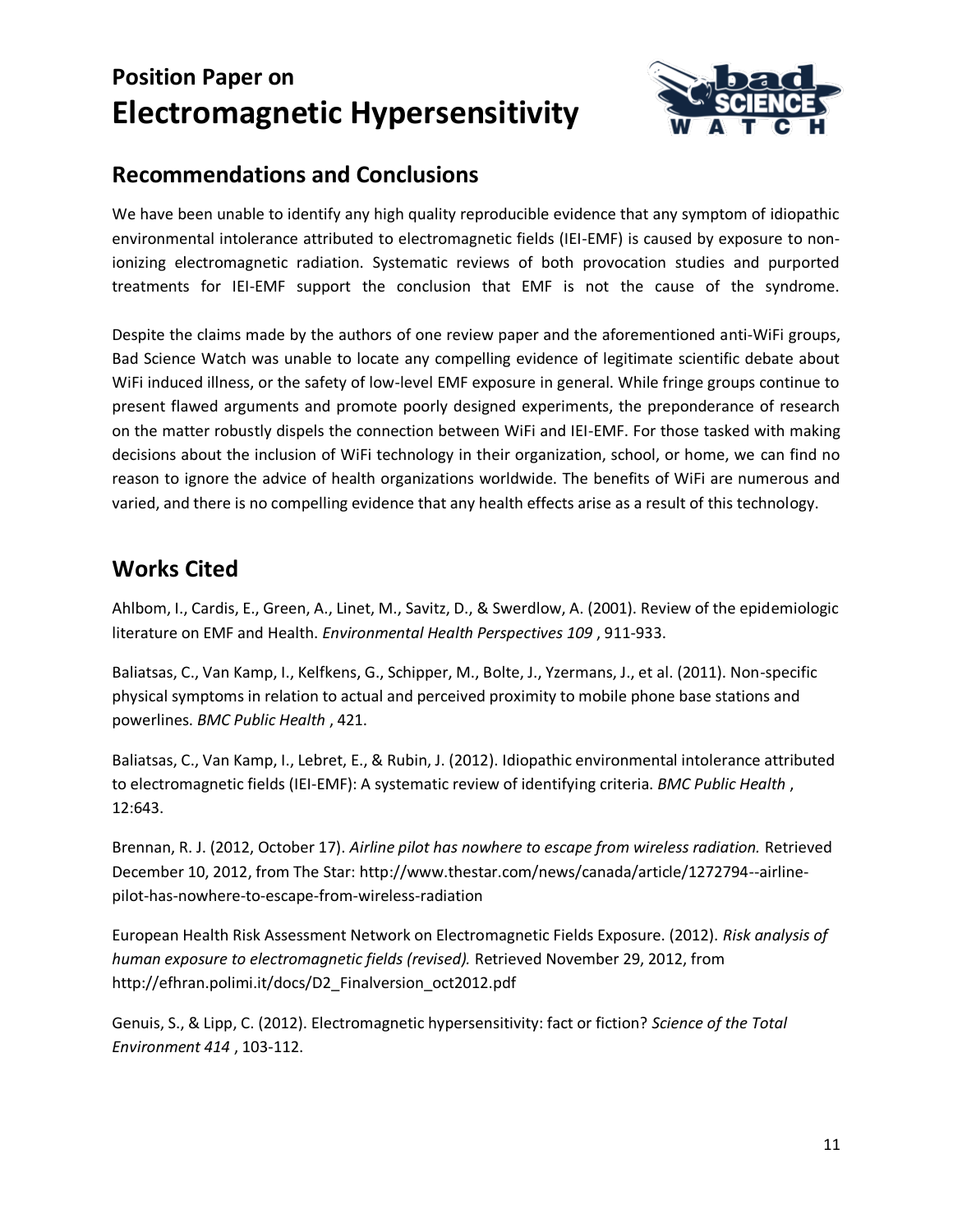## Recommendations and Conclusions

We have been unable to identify any high quality reproducible evidence that any symptom of idiopathic environmental intolerance attributed to electromagnetic fields (IEI-EMF) is caused by exposure to non-ionizing electromagnetic radiation. Systematic reviews of both provocation studies and purported treatments for IEI-EMF support the conclusion that EMF is not the cause of the syndrome.

Despite the claims made by the authors of one review paper and the aforementioned anti-WiFi groups, Bad Science Watch was unable to locate any compelling evidence of legitimate scientific debate about WiFi induced illness, or the safety of low-level EMF exposure in general. While fringe groups continue to present flawed arguments and promote poorly designed experiments, the preponderance of research on the matter robustly dispels the connection between WiFi and IEI-EMF. For those tasked with making decisions about the inclusion of WiFi technology in their organization, school, or home, we can find no reason to ignore the advice of health organizations worldwide. The benefits of WiFi are numerous and varied, and there is no compelling evidence that any health effects arise as a result of this technology.

## Works Cited

Ahlbom, I., Cardis, E., Green, A., Linet, M., Savitz, D., & Swerdlow, A. (2001). Review of the epidemiologic literature on EMF and Health. *Environmental Health Perspectives 109* , 911-933.

Baliatsas, C., Van Kamp, I., Kelfkens, G., Schipper, M., Bolte, J., Yzermans, J., et al. (2011). Non-specific physical symptoms in relation to actual and perceived proximity to mobile phone base stations and powerlines. *BMC Public Health* , 421.

Baliatsas, C., Van Kamp, I., Lebret, E., & Rubin, J. (2012). Idiopathic environmental intolerance attributed to electromagnetic fields (IEI-EMF): A systematic review of identifying criteria. *BMC Public Health* , 12:643.

Brennan, R. J. (2012, October 17). *Airline pilot has nowhere to escape from wireless radiation.* Retrieved December 10, 2012, from The Star: http://www.thestar.com/news/canada/article/1272794--airline-pilot-has-nowhere-to-escape-from-wireless-radiation

European Health Risk Assessment Network on Electromagnetic Fields Exposure. (2012). *Risk analysis of human exposure to electromagnetic fields (revised).* Retrieved November 29, 2012, from http://efhran.polimi.it/docs/D2_Finalversion_oct2012.pdf

Genuis, S., & Lipp, C. (2012). Electromagnetic hypersensitivity: fact or fiction? *Science of the Total Environment 414* , 103-112.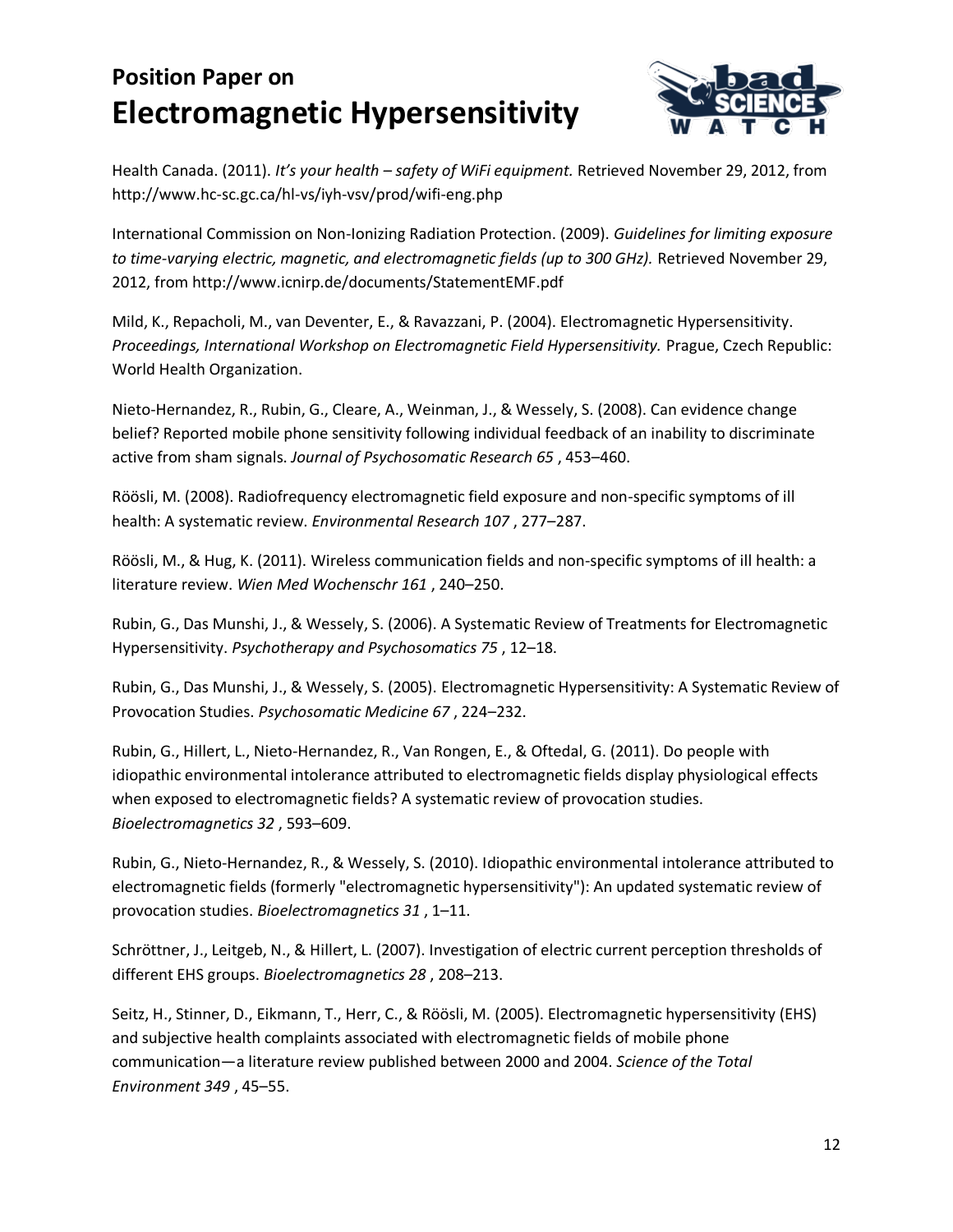Health Canada. (2011). *It's your health – safety of WiFi equipment.* Retrieved November 29, 2012, from http://www.hc-sc.gc.ca/hl-vs/iyh-vsv/prod/wifi-eng.php

International Commission on Non-Ionizing Radiation Protection. (2009). *Guidelines for limiting exposure to time-varying electric, magnetic, and electromagnetic fields (up to 300 GHz).* Retrieved November 29, 2012, from http://www.icnirp.de/documents/StatementEMF.pdf

Mild, K., Repacholi, M., van Deventer, E., & Ravazzani, P. (2004). Electromagnetic Hypersensitivity. *Proceedings, International Workshop on Electromagnetic Field Hypersensitivity.* Prague, Czech Republic: World Health Organization.

Nieto-Hernandez, R., Rubin, G., Cleare, A., Weinman, J., & Wessely, S. (2008). Can evidence change belief? Reported mobile phone sensitivity following individual feedback of an inability to discriminate active from sham signals. *Journal of Psychosomatic Research 65* , 453–460.

Röösli, M. (2008). Radiofrequency electromagnetic field exposure and non-specific symptoms of ill health: A systematic review. *Environmental Research 107* , 277–287.

Röösli, M., & Hug, K. (2011). Wireless communication fields and non-specific symptoms of ill health: a literature review. *Wien Med Wochenschr 161* , 240–250.

Rubin, G., Das Munshi, J., & Wessely, S. (2006). A Systematic Review of Treatments for Electromagnetic Hypersensitivity. *Psychotherapy and Psychosomatics 75* , 12–18.

Rubin, G., Das Munshi, J., & Wessely, S. (2005). Electromagnetic Hypersensitivity: A Systematic Review of Provocation Studies. *Psychosomatic Medicine 67* , 224–232.

Rubin, G., Hillert, L., Nieto-Hernandez, R., Van Rongen, E., & Oftedal, G. (2011). Do people with idiopathic environmental intolerance attributed to electromagnetic fields display physiological effects when exposed to electromagnetic fields? A systematic review of provocation studies. *Bioelectromagnetics 32* , 593–609.

Rubin, G., Nieto-Hernandez, R., & Wessely, S. (2010). Idiopathic environmental intolerance attributed to electromagnetic fields (formerly "electromagnetic hypersensitivity"): An updated systematic review of provocation studies. *Bioelectromagnetics 31* , 1–11.

Schröttner, J., Leitgeb, N., & Hillert, L. (2007). Investigation of electric current perception thresholds of different EHS groups. *Bioelectromagnetics 28* , 208–213.

Seitz, H., Stinner, D., Eikmann, T., Herr, C., & Röösli, M. (2005). Electromagnetic hypersensitivity (EHS) and subjective health complaints associated with electromagnetic fields of mobile phone communication—a literature review published between 2000 and 2004. *Science of the Total Environment 349* , 45–55.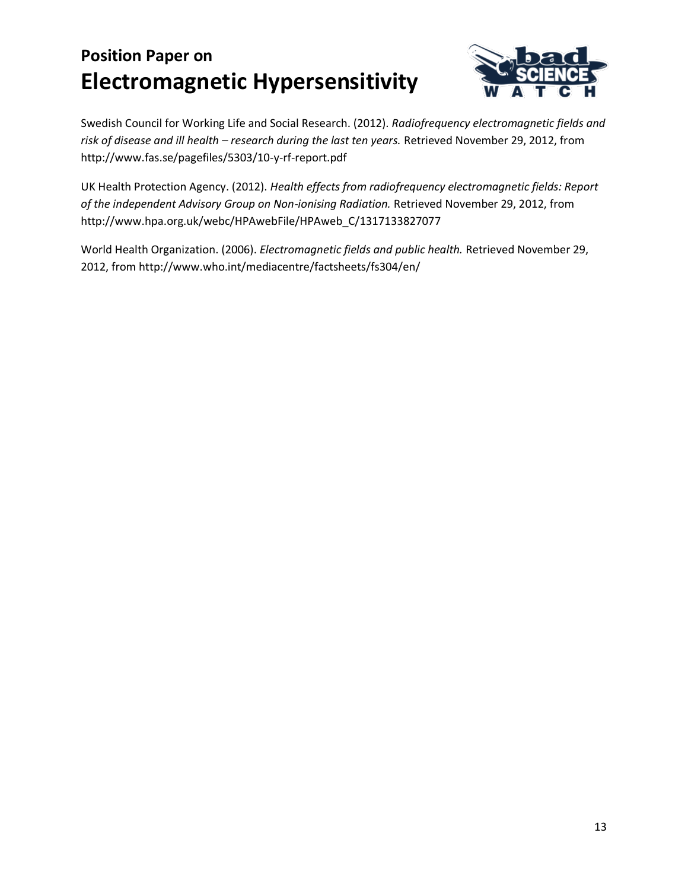Swedish Council for Working Life and Social Research. (2012). *Radiofrequency electromagnetic fields and risk of disease and ill health – research during the last ten years.* Retrieved November 29, 2012, from http://www.fas.se/pagefiles/5303/10-y-rf-report.pdf

UK Health Protection Agency. (2012). *Health effects from radiofrequency electromagnetic fields: Report of the independent Advisory Group on Non-ionising Radiation.* Retrieved November 29, 2012, from http://www.hpa.org.uk/webc/HPAwebFile/HPAweb_C/1317133827077

World Health Organization. (2006). *Electromagnetic fields and public health.* Retrieved November 29, 2012, from http://www.who.int/mediacentre/factsheets/fs304/en/